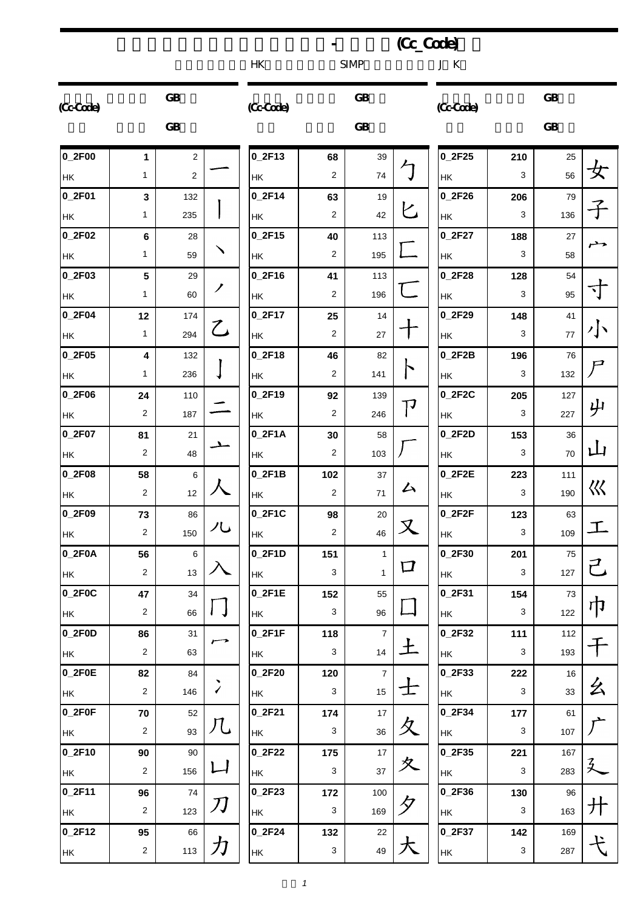# -(Cc_Code)

HK SIMP J K

| (Cc-Code) | | GB | | | | |
|---|---|---|---|---|---|---|
| 0_2F00 | 1 | 2 | 一 | HK | 1 | 2 |
| 0_2F01 | 3 | 132 | 丨 | HK | 1 | 235 |
| 0_2F02 | 6 | 28 | 丶 | HK | 1 | 59 |
| 0_2F03 | 5 | 29 | 丿 | HK | 1 | 60 |
| 0_2F04 | 12 | 174 | 乙 | HK | 1 | 294 |
| 0_2F05 | 4 | 132 | 亅 | HK | 1 | 236 |
| 0_2F06 | 24 | 110 | 二 | HK | 2 | 187 |
| 0_2F07 | 81 | 21 | 亠 | HK | 2 | 48 |
| 0_2F08 | 58 | 6 | 人 | HK | 2 | 12 |
| 0_2F09 | 73 | 86 | 儿 | HK | 2 | 150 |
| 0_2F0A | 56 | 6 | 入 | HK | 2 | 13 |
| 0_2F0C | 47 | 34 | 冂 | HK | 2 | 66 |
| 0_2F0D | 86 | 31 | 冖 | HK | 2 | 63 |
| 0_2F0E | 82 | 84 | 冫 | HK | 2 | 146 |
| 0_2F0F | 70 | 52 | 几 | HK | 2 | 93 |
| 0_2F10 | 90 | 90 | 凵 | HK | 2 | 156 |
| 0_2F11 | 96 | 74 | 刀 | HK | 2 | 123 |
| 0_2F12 | 95 | 66 | 力 | HK | 2 | 113 |
| 0_2F13 | 68 | 39 | 勹 | HK | 2 | 74 |
| 0_2F14 | 63 | 19 | 匕 | HK | 2 | 42 |
| 0_2F15 | 40 | 113 | 匚 | HK | 2 | 195 |
| 0_2F16 | 41 | 113 | 匸 | HK | 2 | 196 |
| 0_2F17 | 25 | 14 | 十 | HK | 2 | 27 |
| 0_2F18 | 46 | 82 | 卜 | HK | 2 | 141 |
| 0_2F19 | 92 | 139 | 卩 | HK | 2 | 246 |
| 0_2F1A | 30 | 58 | 厂 | HK | 2 | 103 |
| 0_2F1B | 102 | 37 | 厶 | HK | 2 | 71 |
| 0_2F1C | 98 | 20 | 又 | HK | 2 | 46 |
| 0_2F1D | 151 | 1 | 口 | HK | 3 | 1 |
| 0_2F1E | 152 | 55 | 囗 | HK | 3 | 96 |
| 0_2F1F | 118 | 7 | 土 | HK | 3 | 14 |
| 0_2F20 | 120 | 7 | 士 | HK | 3 | 15 |
| 0_2F21 | 174 | 17 | 夂 | HK | 3 | 36 |
| 0_2F22 | 175 | 17 | 夊 | HK | 3 | 37 |
| 0_2F23 | 172 | 100 | 夕 | HK | 3 | 169 |
| 0_2F24 | 132 | 22 | 大 | HK | 3 | 49 |
| 0_2F25 | 210 | 25 | 女 | HK | 3 | 56 |
| 0_2F26 | 206 | 79 | 子 | HK | 3 | 136 |
| 0_2F27 | 188 | 27 | 宀 | HK | 3 | 58 |
| 0_2F28 | 128 | 54 | 寸 | HK | 3 | 95 |
| 0_2F29 | 148 | 41 | 小 | HK | 3 | 77 |
| 0_2F2B | 196 | 76 | 尸 | HK | 3 | 132 |
| 0_2F2C | 205 | 127 | 屮 | HK | 3 | 227 |
| 0_2F2D | 153 | 36 | 山 | HK | 3 | 70 |
| 0_2F2E | 223 | 111 | 巛 | HK | 3 | 190 |
| 0_2F2F | 123 | 63 | 工 | HK | 3 | 109 |
| 0_2F30 | 201 | 75 | 己 | HK | 3 | 127 |
| 0_2F31 | 154 | 73 | 巾 | HK | 3 | 122 |
| 0_2F32 | 111 | 112 | 干 | HK | 3 | 193 |
| 0_2F33 | 222 | 16 | 幺 | HK | 3 | 33 |
| 0_2F34 | 177 | 61 | 广 | HK | 3 | 107 |
| 0_2F35 | 221 | 167 | 廴 | HK | 3 | 283 |
| 0_2F36 | 130 | 96 | 廾 | HK | 3 | 163 |
| 0_2F37 | 142 | 169 | 弋 | HK | 3 | 287 |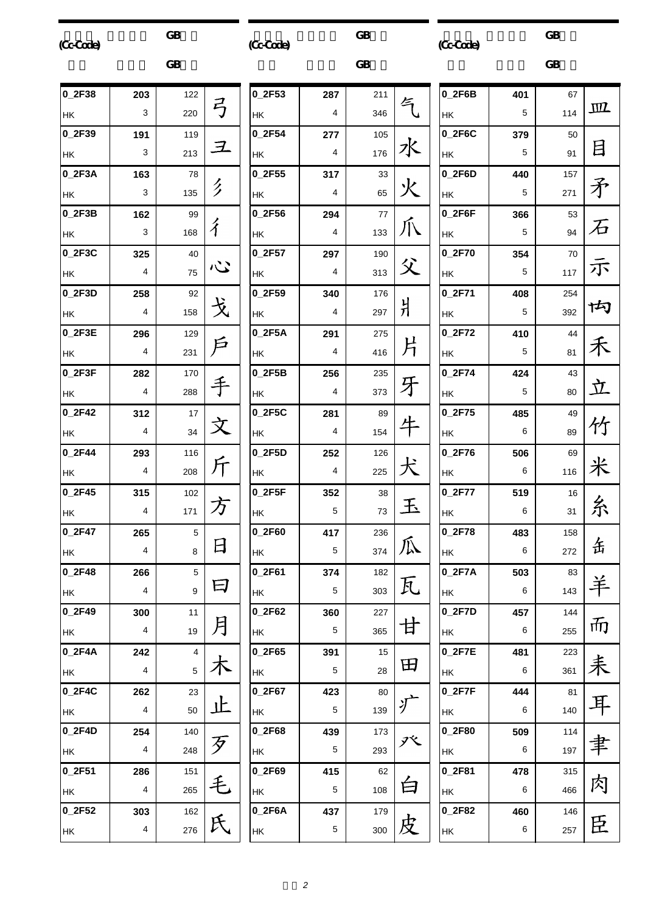| (Cc-Code) | | | GB | GB | |
|---|---|---|---|---|---|
| 0_2F38 HK | 203 | 3 | 122 | 220 | 弓 |
| 0_2F39 HK | 191 | 3 | 119 | 213 | 彐 |
| 0_2F3A HK | 163 | 3 | 78 | 135 | 彡 |
| 0_2F3B HK | 162 | 3 | 99 | 168 | 彳 |
| 0_2F3C HK | 325 | 4 | 40 | 75 | 心 |
| 0_2F3D HK | 258 | 4 | 92 | 158 | 戈 |
| 0_2F3E HK | 296 | 4 | 129 | 231 | 戶 |
| 0_2F3F HK | 282 | 4 | 170 | 288 | 手 |
| 0_2F42 HK | 312 | 4 | 17 | 34 | 文 |
| 0_2F44 HK | 293 | 4 | 116 | 208 | 斤 |
| 0_2F45 HK | 315 | 4 | 102 | 171 | 方 |
| 0_2F47 HK | 265 | 4 | 5 | 8 | 日 |
| 0_2F48 HK | 266 | 4 | 5 | 9 | 曰 |
| 0_2F49 HK | 300 | 4 | 11 | 19 | 月 |
| 0_2F4A HK | 242 | 4 | 4 | 5 | 木 |
| 0_2F4C HK | 262 | 4 | 23 | 50 | 止 |
| 0_2F4D HK | 254 | 4 | 140 | 248 | 歹 |
| 0_2F51 HK | 286 | 4 | 151 | 265 | 毛 |
| 0_2F52 HK | 303 | 4 | 162 | 276 | 氏 |
| 0_2F53 HK | 287 | 4 | 211 | 346 | 气 |
| 0_2F54 HK | 277 | 4 | 105 | 176 | 水 |
| 0_2F55 HK | 317 | 4 | 33 | 65 | 火 |
| 0_2F56 HK | 294 | 4 | 77 | 133 | 爪 |
| 0_2F57 HK | 297 | 4 | 190 | 313 | 父 |
| 0_2F59 HK | 340 | 4 | 176 | 297 | 爿 |
| 0_2F5A HK | 291 | 4 | 275 | 416 | 片 |
| 0_2F5B HK | 256 | 4 | 235 | 373 | 牙 |
| 0_2F5C HK | 281 | 4 | 89 | 154 | 牛 |
| 0_2F5D HK | 252 | 4 | 126 | 225 | 犬 |
| 0_2F5F HK | 352 | 5 | 38 | 73 | 玉 |
| 0_2F60 HK | 417 | 5 | 236 | 374 | 瓜 |
| 0_2F61 HK | 374 | 5 | 182 | 303 | 瓦 |
| 0_2F62 HK | 360 | 5 | 227 | 365 | 甘 |
| 0_2F65 HK | 391 | 5 | 15 | 28 | 田 |
| 0_2F67 HK | 423 | 5 | 80 | 139 | 疒 |
| 0_2F68 HK | 439 | 5 | 173 | 293 | 癶 |
| 0_2F69 HK | 415 | 5 | 62 | 108 | 白 |
| 0_2F6A HK | 437 | 5 | 179 | 300 | 皮 |
| 0_2F6B HK | 401 | 5 | 67 | 114 | 皿 |
| 0_2F6C HK | 379 | 5 | 50 | 91 | 目 |
| 0_2F6D HK | 440 | 5 | 157 | 271 | 矛 |
| 0_2F6F HK | 366 | 5 | 53 | 94 | 石 |
| 0_2F70 HK | 354 | 5 | 70 | 117 | 示 |
| 0_2F71 HK | 408 | 5 | 254 | 392 | 禸 |
| 0_2F72 HK | 410 | 5 | 44 | 81 | 禾 |
| 0_2F74 HK | 424 | 5 | 43 | 80 | 立 |
| 0_2F75 HK | 485 | 6 | 49 | 89 | 竹 |
| 0_2F76 HK | 506 | 6 | 69 | 116 | 米 |
| 0_2F77 HK | 519 | 6 | 16 | 31 | 糸 |
| 0_2F78 HK | 483 | 6 | 158 | 272 | 缶 |
| 0_2F7A HK | 503 | 6 | 83 | 143 | 羊 |
| 0_2F7D HK | 457 | 6 | 144 | 255 | 而 |
| 0_2F7E HK | 481 | 6 | 223 | 361 | 耒 |
| 0_2F7F HK | 444 | 6 | 81 | 140 | 耳 |
| 0_2F80 HK | 509 | 6 | 114 | 197 | 聿 |
| 0_2F81 HK | 478 | 6 | 315 | 466 | 肉 |
| 0_2F82 HK | 460 | 6 | 146 | 257 | 臣 |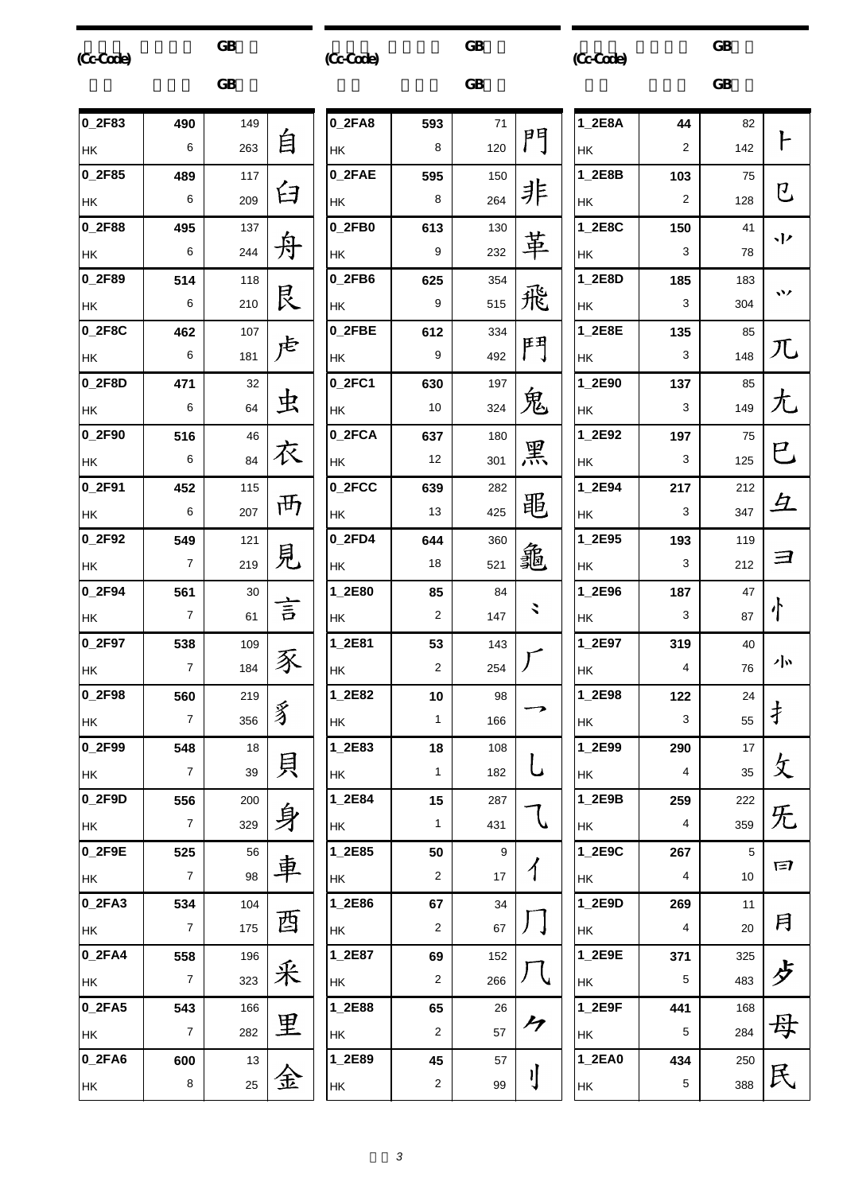| (Cc-Code) | | | GB | GB | |
|---|---|---|---|---|---|
| 0_2F83 | HK | 490 / 6 | 149 | 263 | 自 |
| 0_2F85 | HK | 489 / 6 | 117 | 209 | 臼 |
| 0_2F88 | HK | 495 / 6 | 137 | 244 | 舟 |
| 0_2F89 | HK | 514 / 6 | 118 | 210 | 艮 |
| 0_2F8C | HK | 462 / 6 | 107 | 181 | 虍 |
| 0_2F8D | HK | 471 / 6 | 32 | 64 | 虫 |
| 0_2F90 | HK | 516 / 6 | 46 | 84 | 衣 |
| 0_2F91 | HK | 452 / 6 | 115 | 207 | 襾 |
| 0_2F92 | HK | 549 / 7 | 121 | 219 | 見 |
| 0_2F94 | HK | 561 / 7 | 30 | 61 | 言 |
| 0_2F97 | HK | 538 / 7 | 109 | 184 | 豕 |
| 0_2F98 | HK | 560 / 7 | 219 | 356 | 豸 |
| 0_2F99 | HK | 548 / 7 | 18 | 39 | 貝 |
| 0_2F9D | HK | 556 / 7 | 200 | 329 | 身 |
| 0_2F9E | HK | 525 / 7 | 56 | 98 | 車 |
| 0_2FA3 | HK | 534 / 7 | 104 | 175 | 酉 |
| 0_2FA4 | HK | 558 / 7 | 196 | 323 | 釆 |
| 0_2FA5 | HK | 543 / 7 | 166 | 282 | 里 |
| 0_2FA6 | HK | 600 / 8 | 13 | 25 | 金 |
| 0_2FA8 | HK | 593 / 8 | 71 | 120 | 門 |
| 0_2FAE | HK | 595 / 8 | 150 | 264 | 非 |
| 0_2FB0 | HK | 613 / 9 | 130 | 232 | 革 |
| 0_2FB6 | HK | 625 / 9 | 354 | 515 | 飛 |
| 0_2FBE | HK | 612 / 9 | 334 | 492 | 鬥 |
| 0_2FC1 | HK | 630 / 10 | 197 | 324 | 鬼 |
| 0_2FCA | HK | 637 / 12 | 180 | 301 | 黑 |
| 0_2FCC | HK | 639 / 13 | 282 | 425 | 黽 |
| 0_2FD4 | HK | 644 / 18 | 360 | 521 | 龜 |
| 1_2E80 | HK | 85 / 2 | 84 | 147 | ⺀ |
| 1_2E81 | HK | 53 / 2 | 143 | 254 | ⺁ |
| 1_2E82 | HK | 10 / 1 | 98 | 166 | ⺂ |
| 1_2E83 | HK | 18 / 1 | 108 | 182 | ⺃ |
| 1_2E84 | HK | 15 / 1 | 287 | 431 | ⺄ |
| 1_2E85 | HK | 50 / 2 | 9 | 17 | ⺅ |
| 1_2E86 | HK | 67 / 2 | 34 | 67 | ⺆ |
| 1_2E87 | HK | 69 / 2 | 152 | 266 | ⺇ |
| 1_2E88 | HK | 65 / 2 | 26 | 57 | ⺈ |
| 1_2E89 | HK | 45 / 2 | 57 | 99 | ⺉ |
| 1_2E8A | HK | 44 / 2 | 82 | 142 | ⺊ |
| 1_2E8B | HK | 103 / 2 | 75 | 128 | ⺋ |
| 1_2E8C | HK | 150 / 3 | 41 | 78 | ⺌ |
| 1_2E8D | HK | 185 / 3 | 183 | 304 | ⺍ |
| 1_2E8E | HK | 135 / 3 | 85 | 148 | ⺎ |
| 1_2E90 | HK | 137 / 3 | 85 | 149 | ⺐ |
| 1_2E92 | HK | 197 / 3 | 75 | 125 | ⺒ |
| 1_2E94 | HK | 217 / 3 | 212 | 347 | ⺔ |
| 1_2E95 | HK | 193 / 3 | 119 | 212 | ⺕ |
| 1_2E96 | HK | 187 / 3 | 47 | 87 | ⺖ |
| 1_2E97 | HK | 319 / 4 | 40 | 76 | ⺗ |
| 1_2E98 | HK | 122 / 3 | 24 | 55 | ⺘ |
| 1_2E99 | HK | 290 / 4 | 17 | 35 | ⺙ |
| 1_2E9B | HK | 259 / 4 | 222 | 359 | ⺛ |
| 1_2E9C | HK | 267 / 4 | 5 | 10 | ⺜ |
| 1_2E9D | HK | 269 / 4 | 11 | 20 | ⺝ |
| 1_2E9E | HK | 371 / 5 | 325 | 483 | ⺞ |
| 1_2E9F | HK | 441 / 5 | 168 | 284 | ⺟ |
| 1_2EA0 | HK | 434 / 5 | 250 | 388 | ⺠ |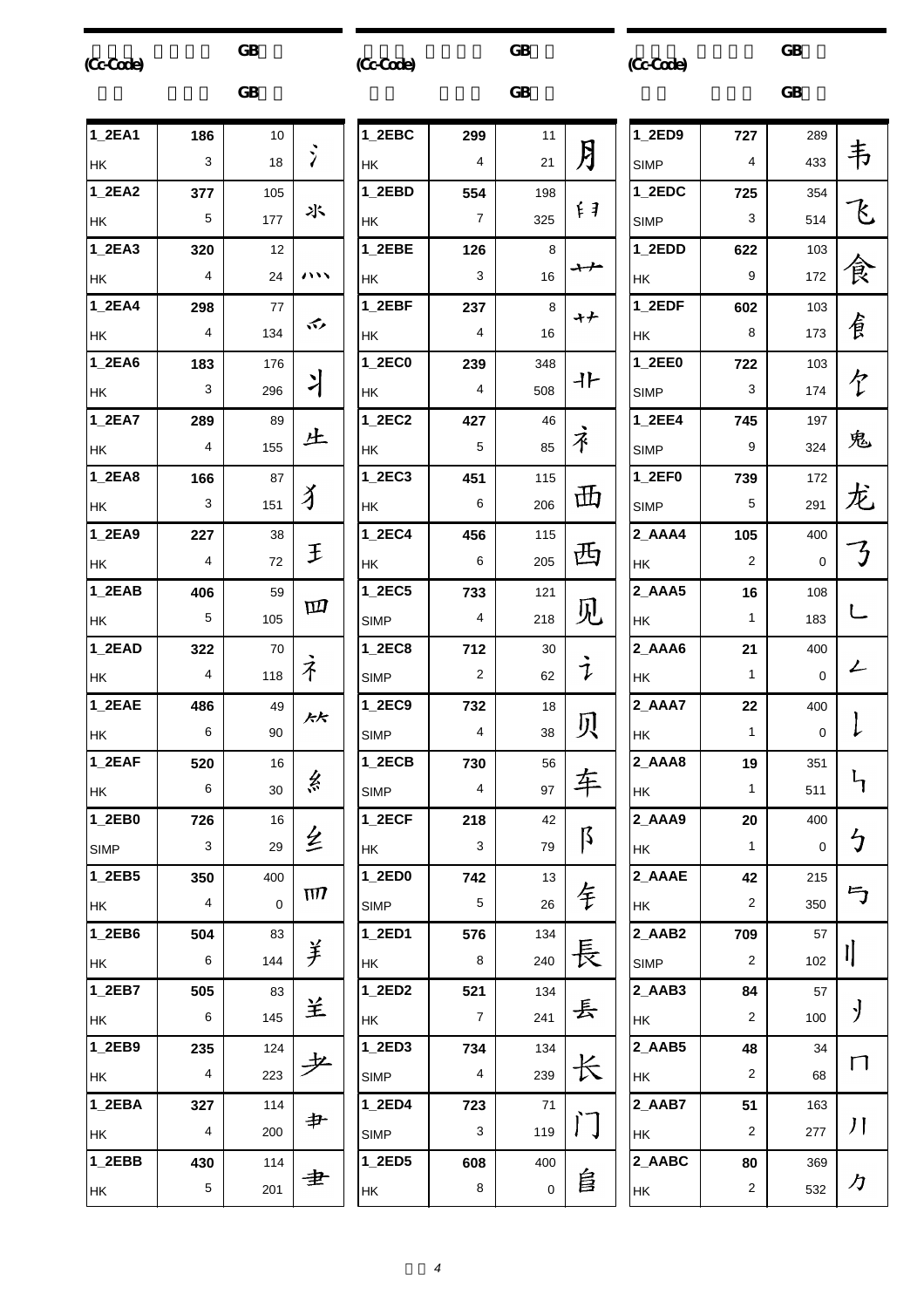| (Cc-Code) | | GB | |
|---|---|---|---|
| | | GB | |
| 1_2EA1 HK | 186 3 | 10 18 | 氵 |
| 1_2EA2 HK | 377 5 | 105 177 | 氺 |
| 1_2EA3 HK | 320 4 | 12 24 | 灬 |
| 1_2EA4 HK | 298 4 | 77 134 | 爫 |
| 1_2EA6 HK | 183 3 | 176 296 | 丬 |
| 1_2EA7 HK | 289 4 | 89 155 | 牛 |
| 1_2EA8 HK | 166 3 | 87 151 | 犭 |
| 1_2EA9 HK | 227 4 | 38 72 | 王 |
| 1_2EAB HK | 406 5 | 59 105 | 罒 |
| 1_2EAD HK | 322 4 | 70 118 | 礻 |
| 1_2EAE HK | 486 6 | 49 90 | ⺮ |
| 1_2EAF HK | 520 6 | 16 30 | 糹 |
| 1_2EB0 SIMP | 726 3 | 16 29 | 纟 |
| 1_2EB5 HK | 350 4 | 400 0 | 罒 |
| 1_2EB6 HK | 504 6 | 83 144 | 羊 |
| 1_2EB7 HK | 505 6 | 83 145 | 羊 |
| 1_2EB9 HK | 235 4 | 124 223 | 耂 |
| 1_2EBA HK | 327 4 | 114 200 | 肀 |
| 1_2EBB HK | 430 5 | 114 201 | 聿 |

| (Cc-Code) | | GB | |
|---|---|---|---|
| | | GB | |
| 1_2EBC HK | 299 4 | 11 21 | 月 |
| 1_2EBD HK | 554 7 | 198 325 | 臼 |
| 1_2EBE HK | 126 3 | 8 16 | 艹 |
| 1_2EBF HK | 237 4 | 8 16 | 艹 |
| 1_2EC0 HK | 239 4 | 348 508 | 丬 |
| 1_2EC2 HK | 427 5 | 46 85 | 衤 |
| 1_2EC3 HK | 451 6 | 115 206 | 西 |
| 1_2EC4 HK | 456 6 | 115 205 | 西 |
| 1_2EC5 SIMP | 733 4 | 121 218 | 见 |
| 1_2EC8 SIMP | 712 2 | 30 62 | 讠 |
| 1_2EC9 SIMP | 732 4 | 18 38 | 贝 |
| 1_2ECB SIMP | 730 4 | 56 97 | 车 |
| 1_2ECF HK | 218 3 | 42 79 | 阝 |
| 1_2ED0 SIMP | 742 5 | 13 26 | 钅 |
| 1_2ED1 HK | 576 8 | 134 240 | 長 |
| 1_2ED2 HK | 521 7 | 134 241 | 镸 |
| 1_2ED3 SIMP | 734 4 | 134 239 | 长 |
| 1_2ED4 SIMP | 723 3 | 71 119 | 门 |
| 1_2ED5 HK | 608 8 | 400 0 | 阜 |

| (Cc-Code) | | GB | |
|---|---|---|---|
| | | GB | |
| 1_2ED9 SIMP | 727 4 | 289 433 | 韦 |
| 1_2EDC SIMP | 725 3 | 354 514 | 飞 |
| 1_2EDD HK | 622 9 | 103 172 | 食 |
| 1_2EDF HK | 602 8 | 103 173 | 飠 |
| 1_2EE0 SIMP | 722 3 | 103 174 | 饣 |
| 1_2EE4 SIMP | 745 9 | 197 324 | 鬼 |
| 1_2EF0 SIMP | 739 5 | 172 291 | 龙 |
| 2_AAA4 HK | 105 2 | 400 0 | 乃 |
| 2_AAA5 HK | 16 1 | 108 183 | 乚 |
| 2_AAA6 HK | 21 1 | 400 0 | 厶 |
| 2_AAA7 HK | 22 1 | 400 0 | 乚 |
| 2_AAA8 HK | 19 1 | 351 511 | ㇉ |
| 2_AAA9 HK | 20 1 | 400 0 | 勹 |
| 2_AAAE HK | 42 2 | 215 350 | 亏 |
| 2_AAB2 SIMP | 709 2 | 57 102 | 刂 |
| 2_AAB3 HK | 84 2 | 57 100 | 刂 |
| 2_AAB5 HK | 48 2 | 34 68 | 冂 |
| 2_AAB7 HK | 51 2 | 163 277 | 川 |
| 2_AABC HK | 80 2 | 369 532 | 力 |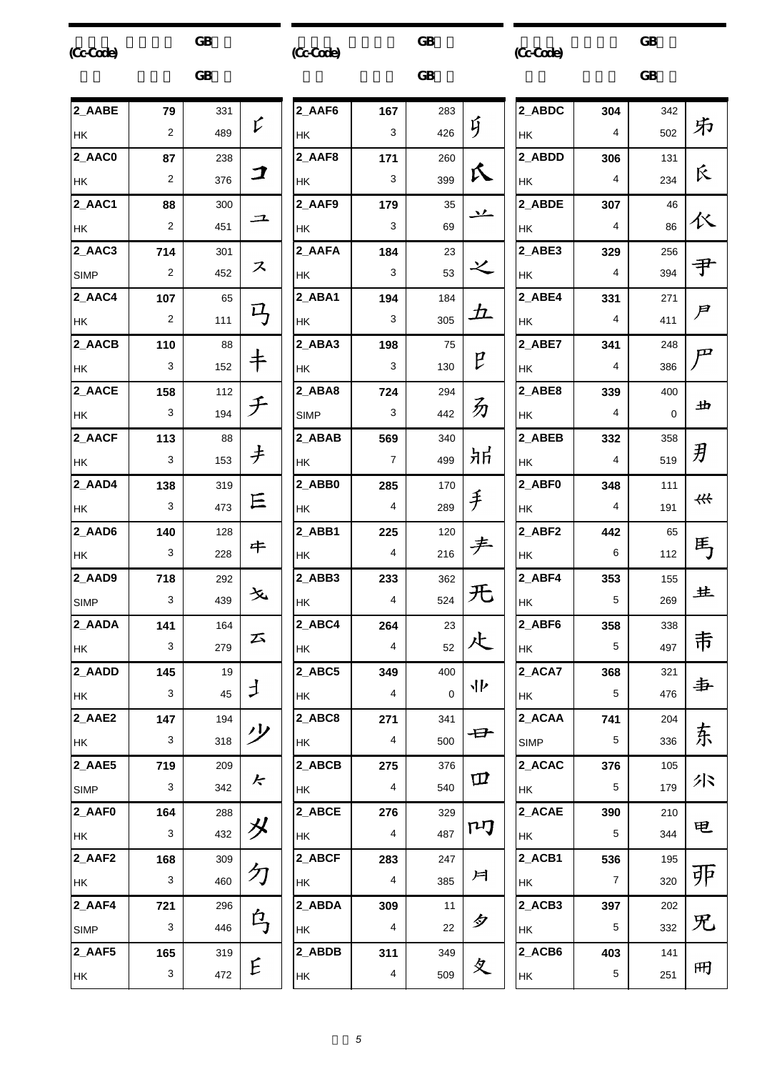| (Cc-Code) | | GB | |
|---|---|---|---|
| 2_AABE HK | 79 / 2 | 331 / 489 | ⺁ |
| 2_AAC0 HK | 87 / 2 | 238 / 376 | コ |
| 2_AAC1 HK | 88 / 2 | 300 / 451 | ユ |
| 2_AAC3 SIMP | 714 / 2 | 301 / 452 | ス |
| 2_AAC4 HK | 107 / 2 | 65 / 111 | 马 |
| 2_AACB HK | 110 / 3 | 88 / 152 | 丰 |
| 2_AACE HK | 158 / 3 | 112 / 194 | チ |
| 2_AACF HK | 113 / 3 | 88 / 153 | 丯 |
| 2_AAD4 HK | 138 / 3 | 319 / 473 | 巨 |
| 2_AAD6 HK | 140 / 3 | 128 / 228 | 千 |
| 2_AAD9 SIMP | 718 / 3 | 292 / 439 | 戈 |
| 2_AADA HK | 141 / 3 | 164 / 279 | 云 |
| 2_AADD HK | 145 / 3 | 19 / 45 | 扌 |
| 2_AAE2 HK | 147 / 3 | 194 / 318 | 少 |
| 2_AAE5 SIMP | 719 / 3 | 209 / 342 | 𠂉 |
| 2_AAF0 HK | 164 / 3 | 288 / 432 | 㐅 |
| 2_AAF2 HK | 168 / 3 | 309 / 460 | 勺 |
| 2_AAF4 SIMP | 721 / 3 | 296 / 446 | 乌 |
| 2_AAF5 HK | 165 / 3 | 319 / 472 | 巨 |
| 2_AAF6 HK | 167 / 3 | 283 / 426 | 歹 |
| 2_AAF8 HK | 171 / 3 | 260 / 399 | 氏 |
| 2_AAF9 HK | 179 / 3 | 35 / 69 | 丷 |
| 2_AAFA HK | 184 / 3 | 23 / 53 | 之 |
| 2_ABA1 HK | 194 / 3 | 184 / 305 | 五 |
| 2_ABA3 HK | 198 / 3 | 75 / 130 | 巳 |
| 2_ABA8 SIMP | 724 / 3 | 294 / 442 | 劢 |
| 2_ABAB HK | 569 / 7 | 340 / 499 | 𠂢 |
| 2_ABB0 HK | 285 / 4 | 170 / 289 | 手 |
| 2_ABB1 HK | 225 / 4 | 120 / 216 | 丰 |
| 2_ABB3 HK | 233 / 4 | 362 / 524 | 无 |
| 2_ABC4 HK | 264 / 4 | 23 / 52 | 之 |
| 2_ABC5 HK | 349 / 4 | 400 / 0 | 北 |
| 2_ABC8 HK | 271 / 4 | 341 / 500 | 毌 |
| 2_ABCB HK | 275 / 4 | 376 / 540 | 口 |
| 2_ABCE HK | 276 / 4 | 329 / 487 | 叨 |
| 2_ABCF HK | 283 / 4 | 247 / 385 | 月 |
| 2_ABDA HK | 309 / 4 | 11 / 22 | 夕 |
| 2_ABDB HK | 311 / 4 | 349 / 509 | 夂 |
| 2_ABDC HK | 304 / 4 | 342 / 502 | 尗 |
| 2_ABDD HK | 306 / 4 | 131 / 234 | 氏 |
| 2_ABDE HK | 307 / 4 | 46 / 86 | 仪 |
| 2_ABE3 HK | 329 / 4 | 256 / 394 | 尹 |
| 2_ABE4 HK | 331 / 4 | 271 / 411 | 尸 |
| 2_ABE7 HK | 341 / 4 | 248 / 386 | 尸 |
| 2_ABE8 HK | 339 / 4 | 400 / 0 | 𠀎 |
| 2_ABEB HK | 332 / 4 | 358 / 519 | 用 |
| 2_ABF0 HK | 348 / 4 | 111 / 191 | 巛 |
| 2_ABF2 HK | 442 / 6 | 65 / 112 | 馬 |
| 2_ABF4 HK | 353 / 5 | 155 / 269 | 丗 |
| 2_ABF6 HK | 358 / 5 | 338 / 497 | 市 |
| 2_ACA7 HK | 368 / 5 | 321 / 476 | 圭 |
| 2_ACAA SIMP | 741 / 5 | 204 / 336 | 东 |
| 2_ACAC HK | 376 / 5 | 105 / 179 | 尒 |
| 2_ACAE HK | 390 / 5 | 210 / 344 | 电 |
| 2_ACB1 HK | 536 / 7 | 195 / 320 | 邢 |
| 2_ACB3 HK | 397 / 5 | 202 / 332 | 兕 |
| 2_ACB6 HK | 403 / 5 | 141 / 251 | 冊 |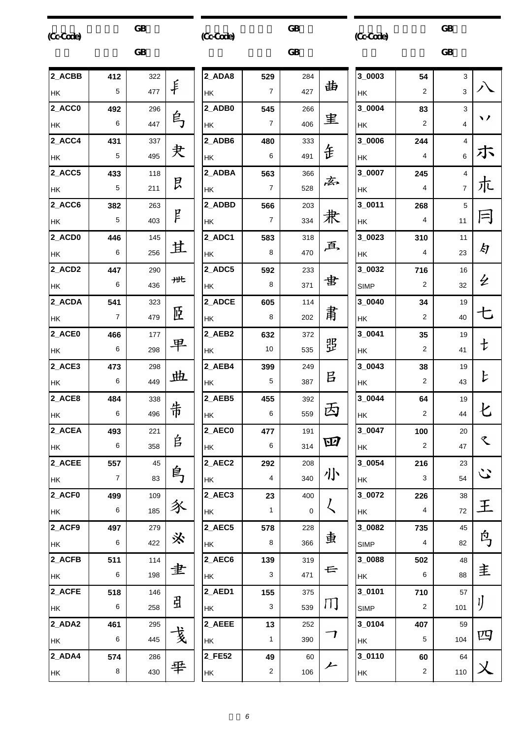| (Cc-Code) | | GB | |
|---|---|---|---|
| 2_ACBB | 412 | 322 | 手 |
| HK | 5 | 477 | |
| 2_ACC0 | 492 | 296 | 乌 |
| HK | 6 | 447 | |
| 2_ACC4 | 431 | 337 | 耒 |
| HK | 5 | 495 | |
| 2_ACC5 | 433 | 118 | 艮 |
| HK | 5 | 211 | |
| 2_ACC6 | 382 | 263 | 艮 |
| HK | 5 | 403 | |
| 2_ACD0 | 446 | 145 | 其 |
| HK | 6 | 256 | |
| 2_ACD2 | 447 | 290 | 卌 |
| HK | 6 | 436 | |
| 2_ACDA | 541 | 323 | 臣 |
| HK | 7 | 479 | |
| 2_ACE0 | 466 | 177 | 甲 |
| HK | 6 | 298 | |
| 2_ACE3 | 473 | 298 | 曲 |
| HK | 6 | 449 | |
| 2_ACE8 | 484 | 338 | 韦 |
| HK | 6 | 496 | |
| 2_ACEA | 493 | 221 | 自 |
| HK | 6 | 358 | |
| 2_ACEE | 557 | 45 | 鸟 |
| HK | 7 | 83 | |
| 2_ACF0 | 499 | 109 | 豕 |
| HK | 6 | 185 | |
| 2_ACF9 | 497 | 279 | 氺 |
| HK | 6 | 422 | |
| 2_ACFB | 511 | 114 | 聿 |
| HK | 6 | 198 | |
| 2_ACFE | 518 | 146 | 丑 |
| HK | 6 | 258 | |
| 2_ADA2 | 461 | 295 | 戋 |
| HK | 6 | 445 | |
| 2_ADA4 | 574 | 286 | 乎 |
| HK | 8 | 430 | |
| 2_ADA8 | 529 | 284 | 曲 |
| HK | 7 | 427 | |
| 2_ADB0 | 545 | 266 | 里 |
| HK | 7 | 406 | |
| 2_ADB6 | 480 | 333 | 缶 |
| HK | 6 | 491 | |
| 2_ADBA | 563 | 366 | 玄 |
| HK | 7 | 528 | |
| 2_ADBD | 566 | 203 | 隶 |
| HK | 7 | 334 | |
| 2_ADC1 | 583 | 318 | 直 |
| HK | 8 | 470 | |
| 2_ADC5 | 592 | 233 | 串 |
| HK | 8 | 371 | |
| 2_ADCE | 605 | 114 | 肃 |
| HK | 8 | 202 | |
| 2_AEB2 | 632 | 372 | 邨 |
| HK | 10 | 535 | |
| 2_AEB4 | 399 | 249 | 吕 |
| HK | 5 | 387 | |
| 2_AEB5 | 455 | 392 | 丙 |
| HK | 6 | 559 | |
| 2_AEC0 | 477 | 191 | 四 |
| HK | 6 | 314 | |
| 2_AEC2 | 292 | 208 | 小 |
| HK | 4 | 340 | |
| 2_AEC3 | 23 | 400 | く |
| HK | 1 | 0 | |
| 2_AEC5 | 578 | 228 | 隹 |
| HK | 8 | 366 | |
| 2_AEC6 | 139 | 319 | 乇 |
| HK | 3 | 471 | |
| 2_AED1 | 155 | 375 | 冂 |
| HK | 3 | 539 | |
| 2_AEEE | 13 | 252 | ㄱ |
| HK | 1 | 390 | |
| 2_FE52 | 49 | 60 | 𠂉 |
| HK | 2 | 106 | |
| 3_0003 | 54 | 3 | 八 |
| HK | 2 | 3 | |
| 3_0004 | 83 | 3 | 丷 |
| HK | 2 | 4 | |
| 3_0006 | 244 | 4 | 朩 |
| HK | 4 | 6 | |
| 3_0007 | 245 | 4 | 朩 |
| HK | 4 | 7 | |
| 3_0011 | 268 | 5 | 冃 |
| HK | 4 | 11 | |
| 3_0023 | 310 | 11 | 夕 |
| HK | 4 | 23 | |
| 3_0032 | 716 | 16 | 幺 |
| SIMP | 2 | 32 | |
| 3_0040 | 34 | 19 | 七 |
| HK | 2 | 40 | |
| 3_0041 | 35 | 19 | 七 |
| HK | 2 | 41 | |
| 3_0043 | 38 | 19 | 匕 |
| HK | 2 | 43 | |
| 3_0044 | 64 | 19 | 匕 |
| HK | 2 | 44 | |
| 3_0047 | 100 | 20 | ㇇ |
| HK | 2 | 47 | |
| 3_0054 | 216 | 23 | 心 |
| HK | 3 | 54 | |
| 3_0072 | 226 | 38 | 王 |
| HK | 4 | 72 | |
| 3_0082 | 735 | 45 | 鸟 |
| SIMP | 4 | 82 | |
| 3_0088 | 502 | 48 | 圭 |
| HK | 6 | 88 | |
| 3_0101 | 710 | 57 | 刂 |
| SIMP | 2 | 101 | |
| 3_0104 | 407 | 59 | 四 |
| HK | 5 | 104 | |
| 3_0110 | 60 | 64 | 乂 |
| HK | 2 | 110 | |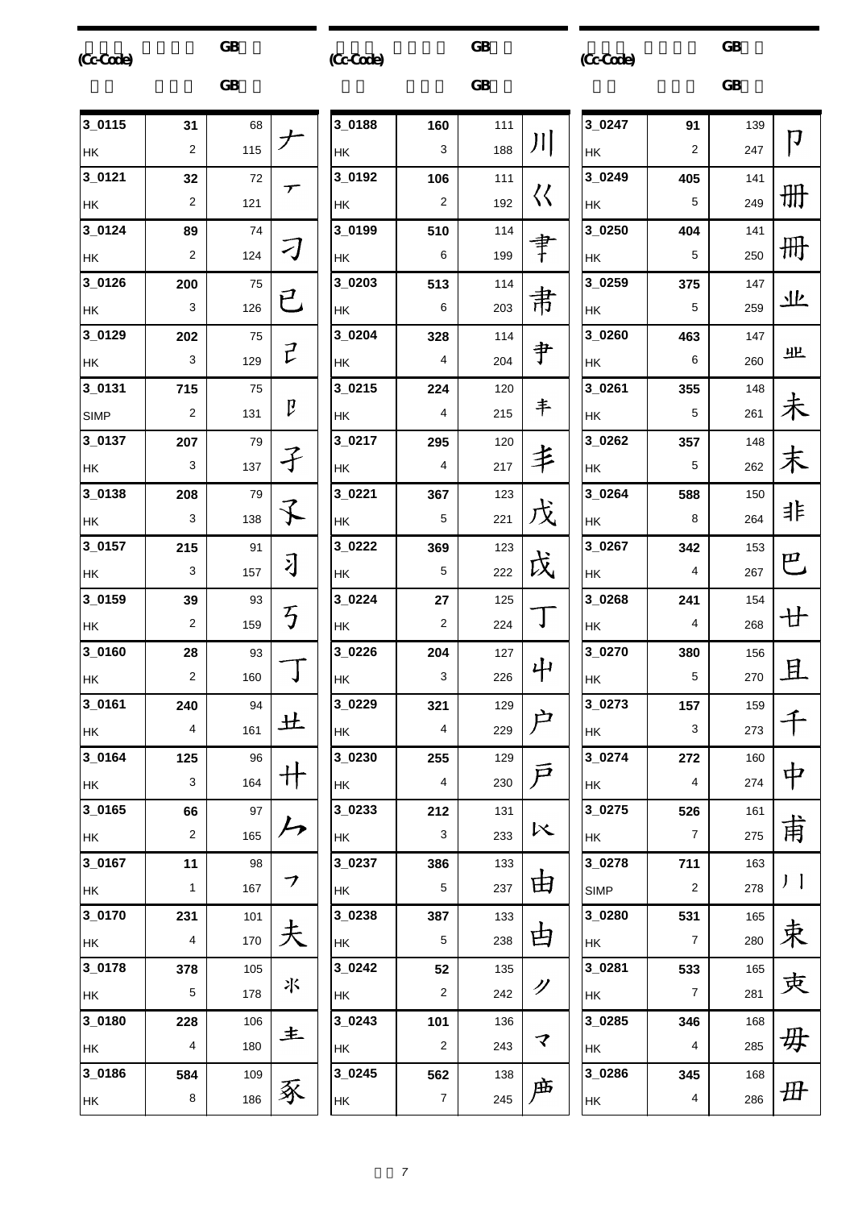| (Cc-Code) | | GB | |
|---|---|---|---|
| 3_0115 HK | 31 / 2 | 68 / 115 | ナ |
| 3_0121 HK | 32 / 2 | 72 / 121 | ㇀ |
| 3_0124 HK | 89 / 2 | 74 / 124 | ㇆ |
| 3_0126 HK | 200 / 3 | 75 / 126 | 已 |
| 3_0129 HK | 202 / 3 | 75 / 129 | 㔾 |
| 3_0131 SIMP | 715 / 2 | 75 / 131 | 卩 |
| 3_0137 HK | 207 / 3 | 79 / 137 | 子 |
| 3_0138 HK | 208 / 3 | 79 / 138 | 孓 |
| 3_0157 HK | 215 / 3 | 91 / 157 | 刁 |
| 3_0159 HK | 39 / 2 | 93 / 159 | 丂 |
| 3_0160 HK | 28 / 2 | 93 / 160 | 丁 |
| 3_0161 HK | 240 / 4 | 94 / 161 | 廿 |
| 3_0164 HK | 125 / 3 | 96 / 164 | 卄 |
| 3_0165 HK | 66 / 2 | 97 / 165 | 厶 |
| 3_0167 HK | 11 / 1 | 98 / 167 | ㇇ |
| 3_0170 HK | 231 / 4 | 101 / 170 | 夫 |
| 3_0178 HK | 378 / 5 | 105 / 178 | 氺 |
| 3_0180 HK | 228 / 4 | 106 / 180 | 圭 |
| 3_0186 HK | 584 / 8 | 109 / 186 | 豕 |
| 3_0188 HK | 160 / 3 | 111 / 188 | 川 |
| 3_0192 HK | 106 / 2 | 111 / 192 | 巛 |
| 3_0199 HK | 510 / 6 | 114 / 199 | 聿 |
| 3_0203 HK | 513 / 6 | 114 / 203 | 肃 |
| 3_0204 HK | 328 / 4 | 114 / 204 | 尹 |
| 3_0215 HK | 224 / 4 | 120 / 215 | 丰 |
| 3_0217 HK | 295 / 4 | 120 / 217 | 丯 |
| 3_0221 HK | 367 / 5 | 123 / 221 | 戊 |
| 3_0222 HK | 369 / 5 | 123 / 222 | 戉 |
| 3_0224 HK | 27 / 2 | 125 / 224 | 丁 |
| 3_0226 HK | 204 / 3 | 127 / 226 | 屮 |
| 3_0229 HK | 321 / 4 | 129 / 229 | 户 |
| 3_0230 HK | 255 / 4 | 129 / 230 | 戸 |
| 3_0233 HK | 212 / 3 | 131 / 233 | 以 |
| 3_0237 HK | 386 / 5 | 133 / 237 | 由 |
| 3_0238 HK | 387 / 5 | 133 / 238 | 甴 |
| 3_0242 HK | 52 / 2 | 135 / 242 | 〃 |
| 3_0243 HK | 101 / 2 | 136 / 243 | マ |
| 3_0245 HK | 562 / 7 | 138 / 245 | 声 |
| 3_0247 HK | 91 / 2 | 139 / 247 | 冂 |
| 3_0249 HK | 405 / 5 | 141 / 249 | 册 |
| 3_0250 HK | 404 / 5 | 141 / 250 | 冊 |
| 3_0259 HK | 375 / 5 | 147 / 259 | 业 |
| 3_0260 HK | 463 / 6 | 147 / 260 | 业 |
| 3_0261 HK | 355 / 5 | 148 / 261 | 未 |
| 3_0262 HK | 357 / 5 | 148 / 262 | 末 |
| 3_0264 HK | 588 / 8 | 150 / 264 | 非 |
| 3_0267 HK | 342 / 4 | 153 / 267 | 巴 |
| 3_0268 HK | 241 / 4 | 154 / 268 | 廿 |
| 3_0270 HK | 380 / 5 | 156 / 270 | 且 |
| 3_0273 HK | 157 / 3 | 159 / 273 | 千 |
| 3_0274 HK | 272 / 4 | 160 / 274 | 中 |
| 3_0275 HK | 526 / 7 | 161 / 275 | 甫 |
| 3_0278 SIMP | 711 / 2 | 163 / 278 | 丿丨 |
| 3_0280 HK | 531 / 7 | 165 / 280 | 東 |
| 3_0281 HK | 533 / 7 | 165 / 281 | 叀 |
| 3_0285 HK | 346 / 4 | 168 / 285 | 毋 |
| 3_0286 HK | 345 / 4 | 168 / 286 | 毌 |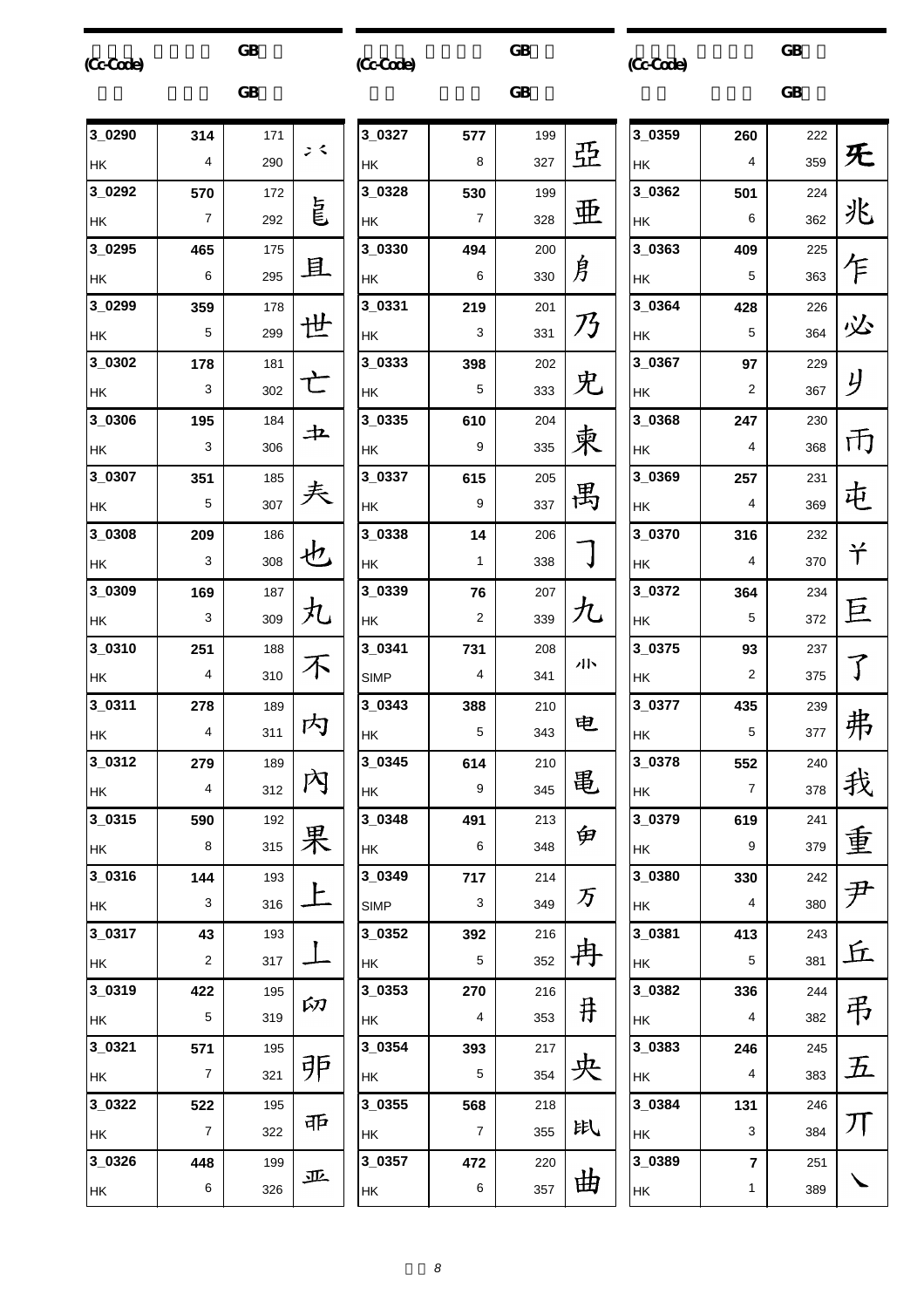| (Cc-Code) | | GB | | (Cc-Code) | | GB | | (Cc-Code) | | GB | |
|---|---|---|---|---|---|---|---|---|---|---|---|
| | | GB | | | | GB | | | | GB | |
| 3_0290 | 314 | 171 | ⺀ | 3_0327 | 577 | 199 | 亞 | 3_0359 | 260 | 222 | 旡 |
| HK | 4 | 290 | | HK | 8 | 327 | | HK | 4 | 359 | |
| 3_0292 | 570 | 172 | 㠯 | 3_0328 | 530 | 199 | 亜 | 3_0362 | 501 | 224 | 兆 |
| HK | 7 | 292 | | HK | 7 | 328 | | HK | 6 | 362 | |
| 3_0295 | 465 | 175 | 且 | 3_0330 | 494 | 200 | 㐆 | 3_0363 | 409 | 225 | 乍 |
| HK | 6 | 295 | | HK | 6 | 330 | | HK | 5 | 363 | |
| 3_0299 | 359 | 178 | 世 | 3_0331 | 219 | 201 | 乃 | 3_0364 | 428 | 226 | 必 |
| HK | 5 | 299 | | HK | 3 | 331 | | HK | 5 | 364 | |
| 3_0302 | 178 | 181 | 亡 | 3_0333 | 398 | 202 | 兇 | 3_0367 | 97 | 229 | 刂 |
| HK | 3 | 302 | | HK | 5 | 333 | | HK | 2 | 367 | |
| 3_0306 | 195 | 184 | 丑 | 3_0335 | 610 | 204 | 柬 | 3_0368 | 247 | 230 | 帀 |
| HK | 3 | 306 | | HK | 9 | 335 | | HK | 4 | 368 | |
| 3_0307 | 351 | 185 | 夫 | 3_0337 | 615 | 205 | 禺 | 3_0369 | 257 | 231 | 屯 |
| HK | 5 | 307 | | HK | 9 | 337 | | HK | 4 | 369 | |
| 3_0308 | 209 | 186 | 也 | 3_0338 | 14 | 206 | 亅 | 3_0370 | 316 | 232 | 丫 |
| HK | 3 | 308 | | HK | 1 | 338 | | HK | 4 | 370 | |
| 3_0309 | 169 | 187 | 丸 | 3_0339 | 76 | 207 | 九 | 3_0372 | 364 | 234 | 巨 |
| HK | 3 | 309 | | HK | 2 | 339 | | HK | 5 | 372 | |
| 3_0310 | 251 | 188 | 不 | 3_0341 | 731 | 208 | 小 | 3_0375 | 93 | 237 | 了 |
| HK | 4 | 310 | | SIMP | 4 | 341 | | HK | 2 | 375 | |
| 3_0311 | 278 | 189 | 内 | 3_0343 | 388 | 210 | 电 | 3_0377 | 435 | 239 | 弗 |
| HK | 4 | 311 | | HK | 5 | 343 | | HK | 5 | 377 | |
| 3_0312 | 279 | 189 | 內 | 3_0345 | 614 | 210 | 黽 | 3_0378 | 552 | 240 | 我 |
| HK | 4 | 312 | | HK | 9 | 345 | | HK | 7 | 378 | |
| 3_0315 | 590 | 192 | 果 | 3_0348 | 491 | 213 | 甶 | 3_0379 | 619 | 241 | 重 |
| HK | 8 | 315 | | HK | 6 | 348 | | HK | 9 | 379 | |
| 3_0316 | 144 | 193 | 上 | 3_0349 | 717 | 214 | 万 | 3_0380 | 330 | 242 | 尹 |
| HK | 3 | 316 | | SIMP | 3 | 349 | | HK | 4 | 380 | |
| 3_0317 | 43 | 193 | 丄 | 3_0352 | 392 | 216 | 冉 | 3_0381 | 413 | 243 | 丘 |
| HK | 2 | 317 | | HK | 5 | 352 | | HK | 5 | 381 | |
| 3_0319 | 422 | 195 | 卯 | 3_0353 | 270 | 216 | 井 | 3_0382 | 336 | 244 | 弔 |
| HK | 5 | 319 | | HK | 4 | 353 | | HK | 4 | 382 | |
| 3_0321 | 571 | 195 | 卵 | 3_0354 | 393 | 217 | 央 | 3_0383 | 246 | 245 | 五 |
| HK | 7 | 321 | | HK | 5 | 354 | | HK | 4 | 383 | |
| 3_0322 | 522 | 195 | 卵 | 3_0355 | 568 | 218 | 氐 | 3_0384 | 131 | 246 | 丌 |
| HK | 7 | 322 | | HK | 7 | 355 | | HK | 3 | 384 | |
| 3_0326 | 448 | 199 | 亚 | 3_0357 | 472 | 220 | 曲 | 3_0389 | 7 | 251 | ㇏ |
| HK | 6 | 326 | | HK | 6 | 357 | | HK | 1 | 389 | |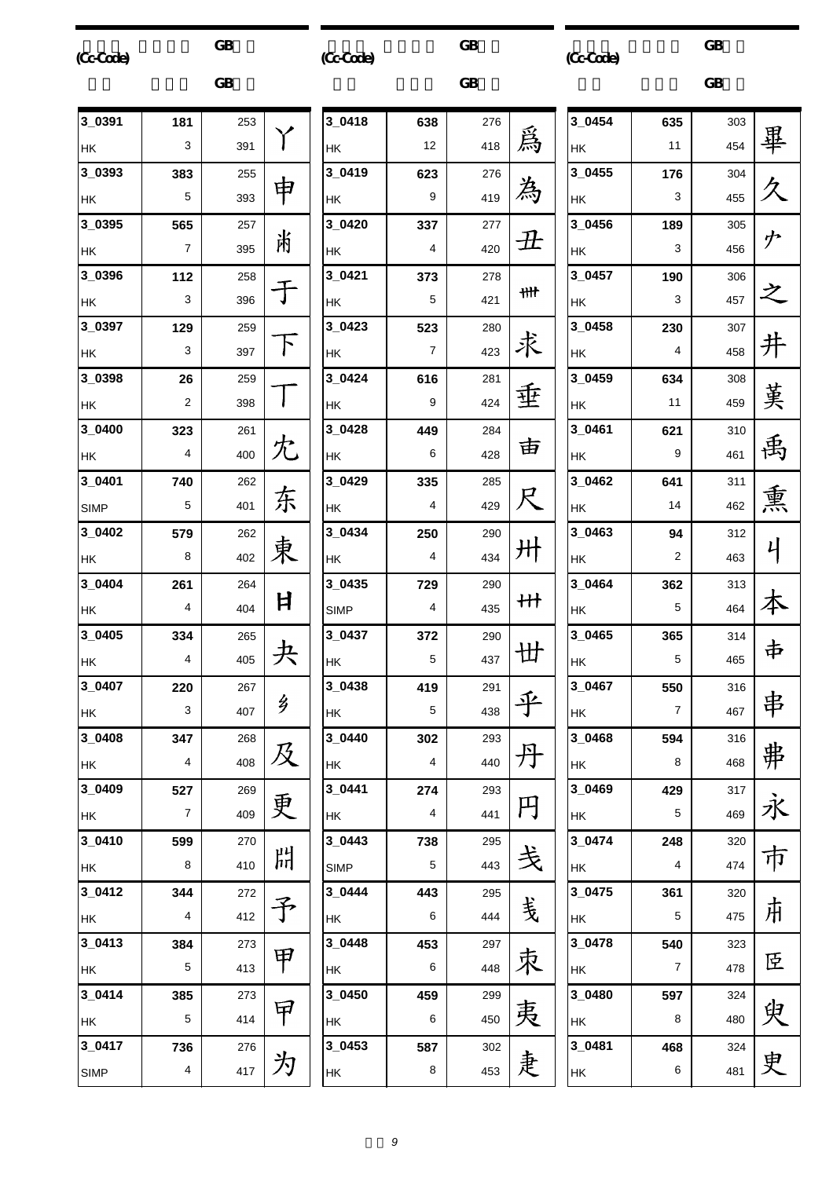| (Cc-Code) | | | GB | | |
|---|---|---|---|---|---|
| 3_0391 HK | 181 | 3 | 253 | 391 | 丫 |
| 3_0393 HK | 383 | 5 | 255 | 393 | 申 |
| 3_0395 HK | 565 | 7 | 257 | 395 | 肖 |
| 3_0396 HK | 112 | 3 | 258 | 396 | 于 |
| 3_0397 HK | 129 | 3 | 259 | 397 | 下 |
| 3_0398 HK | 26 | 2 | 259 | 398 | 丁 |
| 3_0400 HK | 323 | 4 | 261 | 400 | 冘 |
| 3_0401 SIMP | 740 | 5 | 262 | 401 | 东 |
| 3_0402 HK | 579 | 8 | 262 | 402 | 東 |
| 3_0404 HK | 261 | 4 | 264 | 404 | 日 |
| 3_0405 HK | 334 | 4 | 265 | 405 | 夬 |
| 3_0407 HK | 220 | 3 | 267 | 407 | 乡 |
| 3_0408 HK | 347 | 4 | 268 | 408 | 及 |
| 3_0409 HK | 527 | 7 | 269 | 409 | 更 |
| 3_0410 HK | 599 | 8 | 270 | 410 | 冊 |
| 3_0412 HK | 344 | 4 | 272 | 412 | 予 |
| 3_0413 HK | 384 | 5 | 273 | 413 | 甲 |
| 3_0414 HK | 385 | 5 | 273 | 414 | 甲 |
| 3_0417 SIMP | 736 | 4 | 276 | 417 | 为 |
| 3_0418 HK | 638 | 12 | 276 | 418 | 爲 |
| 3_0419 HK | 623 | 9 | 276 | 419 | 為 |
| 3_0420 HK | 337 | 4 | 277 | 420 | 丑 |
| 3_0421 HK | 373 | 5 | 278 | 421 | 卌 |
| 3_0423 HK | 523 | 7 | 280 | 423 | 求 |
| 3_0424 HK | 616 | 9 | 281 | 424 | 垂 |
| 3_0428 HK | 449 | 6 | 284 | 428 | 甶 |
| 3_0429 HK | 335 | 4 | 285 | 429 | 尺 |
| 3_0434 HK | 250 | 4 | 290 | 434 | 卅 |
| 3_0435 SIMP | 729 | 4 | 290 | 435 | 卅 |
| 3_0437 HK | 372 | 5 | 290 | 437 | 丗 |
| 3_0438 HK | 419 | 5 | 291 | 438 | 乎 |
| 3_0440 HK | 302 | 4 | 293 | 440 | 丹 |
| 3_0441 HK | 274 | 4 | 293 | 441 | 円 |
| 3_0443 SIMP | 738 | 5 | 295 | 443 | 戋 |
| 3_0444 HK | 443 | 6 | 295 | 444 | 戋 |
| 3_0448 HK | 453 | 6 | 297 | 448 | 束 |
| 3_0450 HK | 459 | 6 | 299 | 450 | 夷 |
| 3_0453 HK | 587 | 8 | 302 | 453 | 聿 |
| 3_0454 HK | 635 | 11 | 303 | 454 | 畢 |
| 3_0455 HK | 176 | 3 | 304 | 455 | 久 |
| 3_0456 HK | 189 | 3 | 305 | 456 | 𠂉 |
| 3_0457 HK | 190 | 3 | 306 | 457 | 之 |
| 3_0458 HK | 230 | 4 | 307 | 458 | 井 |
| 3_0459 HK | 634 | 11 | 308 | 459 | 𦰩 |
| 3_0461 HK | 621 | 9 | 310 | 461 | 禹 |
| 3_0462 HK | 641 | 14 | 311 | 462 | 熏 |
| 3_0463 HK | 94 | 2 | 312 | 463 | 丩 |
| 3_0464 HK | 362 | 5 | 313 | 464 | 本 |
| 3_0465 HK | 365 | 5 | 314 | 465 | 由 |
| 3_0467 HK | 550 | 7 | 316 | 467 | 串 |
| 3_0468 HK | 594 | 8 | 316 | 468 | 弗 |
| 3_0469 HK | 429 | 5 | 317 | 469 | 永 |
| 3_0474 HK | 248 | 4 | 320 | 474 | 市 |
| 3_0475 HK | 361 | 5 | 320 | 475 | 甫 |
| 3_0478 HK | 540 | 7 | 323 | 478 | 臣 |
| 3_0480 HK | 597 | 8 | 324 | 480 | 臾 |
| 3_0481 HK | 468 | 6 | 324 | 481 | 史 |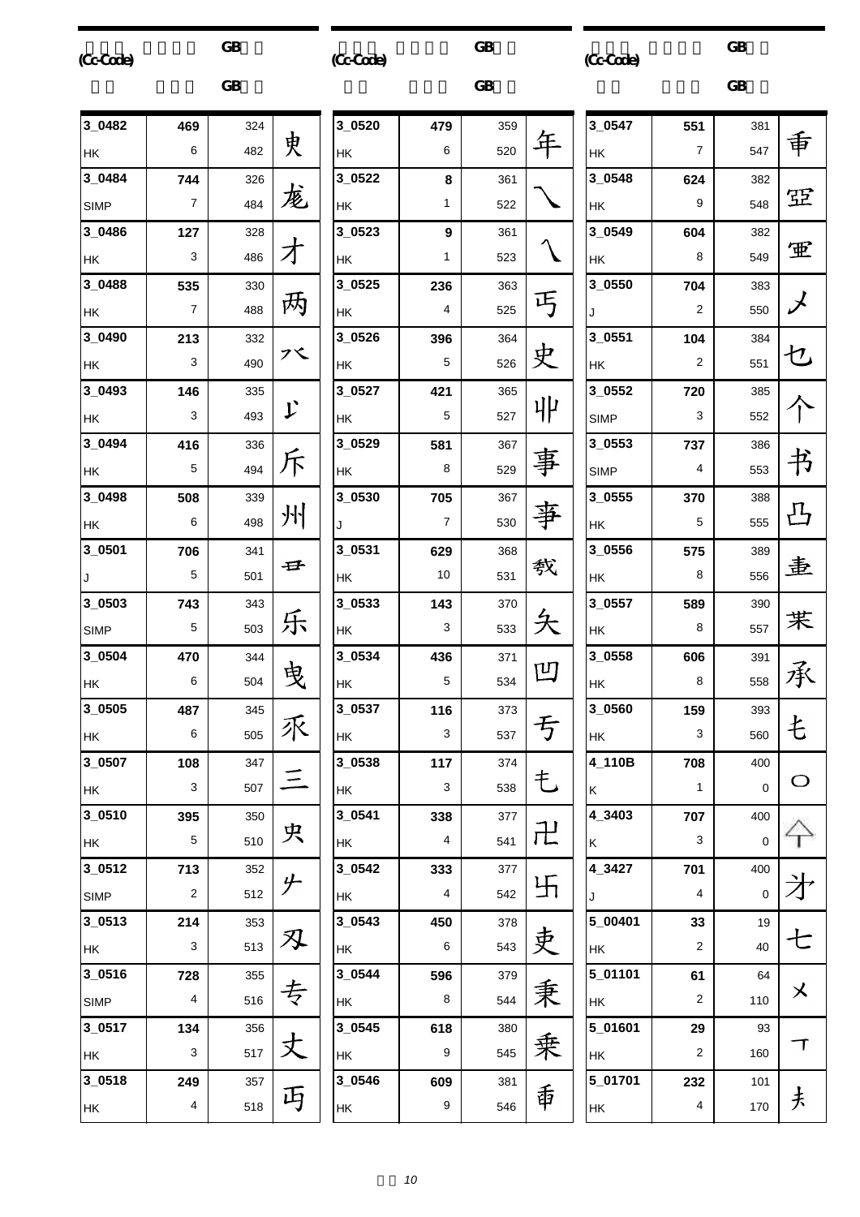| (Cc-Code) | | | | GB | GB | |
|---|---|---|---|---|---|---|
| 3_0482 | HK | 469 | 6 | 324 | 482 | 叀 |
| 3_0484 | SIMP | 744 | 7 | 326 | 484 | 龙 |
| 3_0486 | HK | 127 | 3 | 328 | 486 | 才 |
| 3_0488 | HK | 535 | 7 | 330 | 488 | 两 |
| 3_0490 | HK | 213 | 3 | 332 | 490 | 八 |
| 3_0493 | HK | 146 | 3 | 335 | 493 | 丩 |
| 3_0494 | HK | 416 | 5 | 336 | 494 | 斥 |
| 3_0498 | HK | 508 | 6 | 339 | 498 | 州 |
| 3_0501 | J | 706 | 5 | 341 | 501 | 毌 |
| 3_0503 | SIMP | 743 | 5 | 343 | 503 | 乐 |
| 3_0504 | HK | 470 | 6 | 344 | 504 | 曳 |
| 3_0505 | HK | 487 | 6 | 345 | 505 | 丞 |
| 3_0507 | HK | 108 | 3 | 347 | 507 | 三 |
| 3_0510 | HK | 395 | 5 | 350 | 510 | 央 |
| 3_0512 | SIMP | 713 | 2 | 352 | 512 | 𠂉 |
| 3_0513 | HK | 214 | 3 | 353 | 513 | 刄 |
| 3_0516 | SIMP | 728 | 4 | 355 | 516 | 专 |
| 3_0517 | HK | 134 | 3 | 356 | 517 | 丈 |
| 3_0518 | HK | 249 | 4 | 357 | 518 | 丙 |
| 3_0520 | HK | 479 | 6 | 359 | 520 | 年 |
| 3_0522 | HK | 8 | 1 | 361 | 522 | ㇏ |
| 3_0523 | HK | 9 | 1 | 361 | 523 | 乀 |
| 3_0525 | HK | 236 | 4 | 363 | 525 | 丐 |
| 3_0526 | HK | 396 | 5 | 364 | 526 | 史 |
| 3_0527 | HK | 421 | 5 | 365 | 527 | 卝 |
| 3_0529 | HK | 581 | 8 | 367 | 529 | 事 |
| 3_0530 | J | 705 | 7 | 367 | 530 | 亊 |
| 3_0531 | HK | 629 | 10 | 368 | 531 | 敎 |
| 3_0533 | HK | 143 | 3 | 370 | 533 | 夂 |
| 3_0534 | HK | 436 | 5 | 371 | 534 | 凹 |
| 3_0537 | HK | 116 | 3 | 373 | 537 | 亐 |
| 3_0538 | HK | 117 | 3 | 374 | 538 | 乇 |
| 3_0541 | HK | 338 | 4 | 377 | 541 | 卍 |
| 3_0542 | HK | 333 | 4 | 377 | 542 | 卐 |
| 3_0543 | HK | 450 | 6 | 378 | 543 | 吏 |
| 3_0544 | HK | 596 | 8 | 379 | 544 | 秉 |
| 3_0545 | HK | 618 | 9 | 380 | 545 | 乘 |
| 3_0546 | HK | 609 | 9 | 381 | 546 | 垂 |
| 3_0547 | HK | 551 | 7 | 381 | 547 | 垂 |
| 3_0548 | HK | 624 | 9 | 382 | 548 | 亞 |
| 3_0549 | HK | 604 | 8 | 382 | 549 | 亜 |
| 3_0550 | J | 704 | 2 | 383 | 550 | メ |
| 3_0551 | HK | 104 | 2 | 384 | 551 | 乜 |
| 3_0552 | SIMP | 720 | 3 | 385 | 552 | 个 |
| 3_0553 | SIMP | 737 | 4 | 386 | 553 | 书 |
| 3_0555 | HK | 370 | 5 | 388 | 555 | 凸 |
| 3_0556 | HK | 575 | 8 | 389 | 556 | 韭 |
| 3_0557 | HK | 589 | 8 | 390 | 557 | 丵 |
| 3_0558 | HK | 606 | 8 | 391 | 558 | 承 |
| 3_0560 | HK | 159 | 3 | 393 | 560 | 乇 |
| 4_110B | K | 708 | 1 | 400 | 0 | ○ |
| 4_3403 | K | 707 | 3 | 400 | 0 | 亽 |
| 4_3427 | J | 701 | 4 | 400 | 0 | 才 |
| 5_00401 | HK | 33 | 2 | 19 | 40 | 七 |
| 5_01101 | HK | 61 | 2 | 64 | 110 | メ |
| 5_01601 | HK | 29 | 2 | 93 | 160 | 丅 |
| 5_01701 | HK | 232 | 4 | 101 | 170 | 夫 |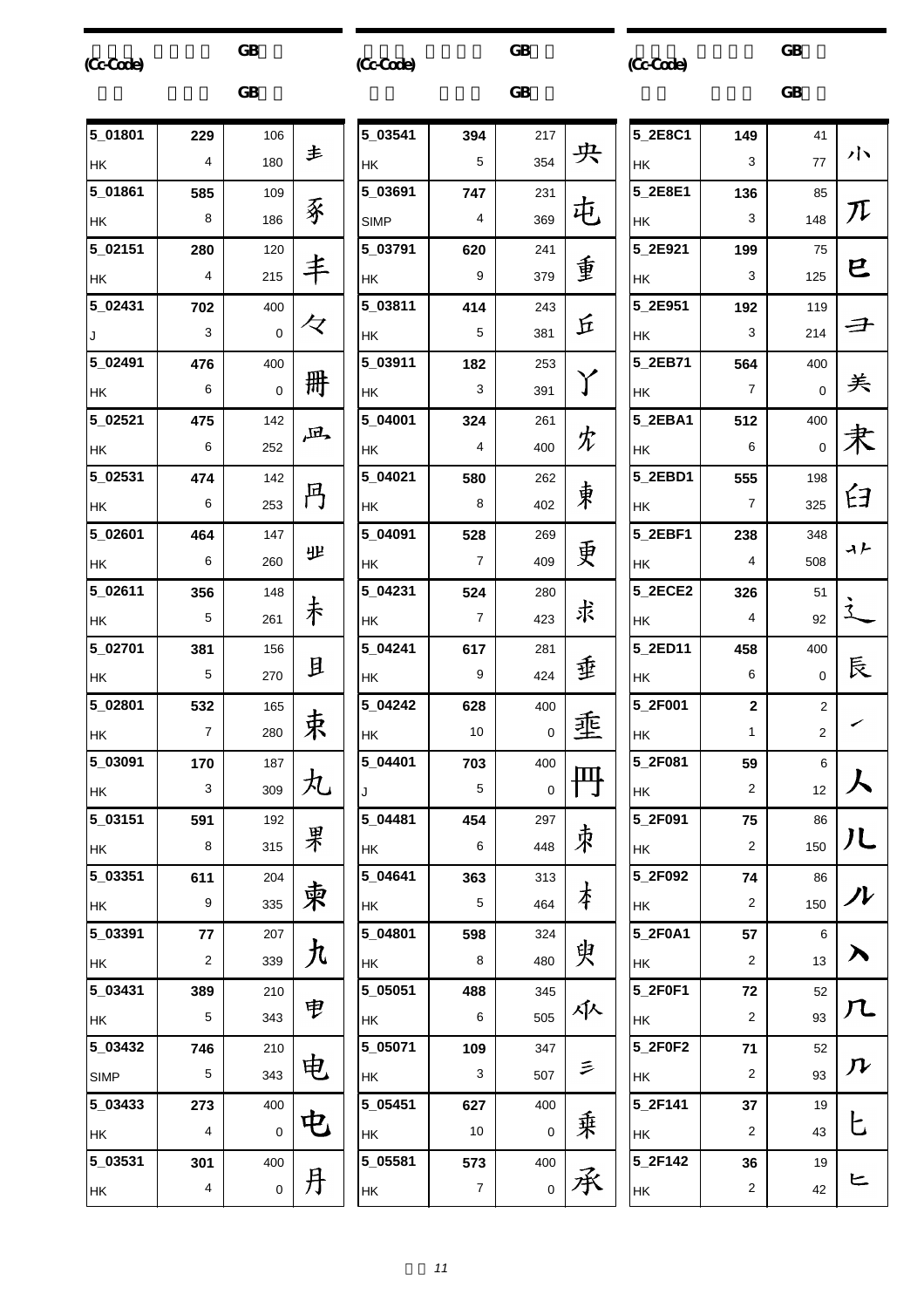| (Cc-Code) | | | GB | | |
|---|---|---|---|---|---|
| 5_01801 | HK | 229 | 4 | 106 / 180 | 圭 |
| 5_01861 | HK | 585 | 8 | 109 / 186 | 豕 |
| 5_02151 | HK | 280 | 4 | 120 / 215 | 丰 |
| 5_02431 | J | 702 | 3 | 400 / 0 | 々 |
| 5_02491 | HK | 476 | 6 | 400 / 0 | 冊 |
| 5_02521 | HK | 475 | 6 | 142 / 252 | 冎 |
| 5_02531 | HK | 474 | 6 | 142 / 253 | 冎 |
| 5_02601 | HK | 464 | 6 | 147 / 260 | 业 |
| 5_02611 | HK | 356 | 5 | 148 / 261 | 耒 |
| 5_02701 | HK | 381 | 5 | 156 / 270 | 且 |
| 5_02801 | HK | 532 | 7 | 165 / 280 | 束 |
| 5_03091 | HK | 170 | 3 | 187 / 309 | 丸 |
| 5_03151 | HK | 591 | 8 | 192 / 315 | 果 |
| 5_03351 | HK | 611 | 9 | 204 / 335 | 柬 |
| 5_03391 | HK | 77 | 2 | 207 / 339 | 九 |
| 5_03431 | HK | 389 | 5 | 210 / 343 | 申 |
| 5_03432 | SIMP | 746 | 5 | 210 / 343 | 电 |
| 5_03433 | HK | 273 | 4 | 400 / 0 | 电 |
| 5_03531 | HK | 301 | 4 | 400 / 0 | 丹 |
| 5_03541 | HK | 394 | 5 | 217 / 354 | 央 |
| 5_03691 | SIMP | 747 | 4 | 231 / 369 | 屯 |
| 5_03791 | HK | 620 | 9 | 241 / 379 | 重 |
| 5_03811 | HK | 414 | 5 | 243 / 381 | 丘 |
| 5_03911 | HK | 182 | 3 | 253 / 391 | 丫 |
| 5_04001 | HK | 324 | 4 | 261 / 400 | 朩 |
| 5_04021 | HK | 580 | 8 | 262 / 402 | 東 |
| 5_04091 | HK | 528 | 7 | 269 / 409 | 更 |
| 5_04231 | HK | 524 | 7 | 280 / 423 | 求 |
| 5_04241 | HK | 617 | 9 | 281 / 424 | 垂 |
| 5_04242 | HK | 628 | 10 | 400 / 0 | 垂 |
| 5_04401 | J | 703 | 5 | 400 / 0 | 冊 |
| 5_04481 | HK | 454 | 6 | 297 / 448 | 朿 |
| 5_04641 | HK | 363 | 5 | 313 / 464 | 本 |
| 5_04801 | HK | 598 | 8 | 324 / 480 | 臾 |
| 5_05051 | HK | 488 | 6 | 345 / 505 | 𠂢 |
| 5_05071 | HK | 109 | 3 | 347 / 507 | 彡 |
| 5_05451 | HK | 627 | 10 | 400 / 0 | 乘 |
| 5_05581 | HK | 573 | 7 | 400 / 0 | 承 |
| 5_2E8C1 | HK | 149 | 3 | 41 / 77 | 小 |
| 5_2E8E1 | HK | 136 | 3 | 85 / 148 | 兀 |
| 5_2E921 | HK | 199 | 3 | 75 / 125 | ⺒ |
| 5_2E951 | HK | 192 | 3 | 119 / 214 | ⺕ |
| 5_2EB71 | HK | 564 | 7 | 400 / 0 | ⺷ |
| 5_2EBA1 | HK | 512 | 6 | 400 / 0 | ⺺ |
| 5_2EBD1 | HK | 555 | 7 | 198 / 325 | ⺽ |
| 5_2EBF1 | HK | 238 | 4 | 348 / 508 | ⺿ |
| 5_2ECE2 | HK | 326 | 4 | 51 / 92 | ⻎ |
| 5_2ED11 | HK | 458 | 6 | 400 / 0 | ⻑ |
| 5_2F001 | HK | 2 | 1 | 2 / 2 | ㇀ |
| 5_2F081 | HK | 59 | 2 | 6 / 12 | 人 |
| 5_2F091 | HK | 75 | 2 | 86 / 150 | 儿 |
| 5_2F092 | HK | 74 | 2 | 86 / 150 | 儿 |
| 5_2F0A1 | HK | 57 | 2 | 6 / 13 | 入 |
| 5_2F0F1 | HK | 72 | 2 | 52 / 93 | 几 |
| 5_2F0F2 | HK | 71 | 2 | 52 / 93 | 几 |
| 5_2F141 | HK | 37 | 2 | 19 / 43 | 匕 |
| 5_2F142 | HK | 36 | 2 | 19 / 42 | 匕 |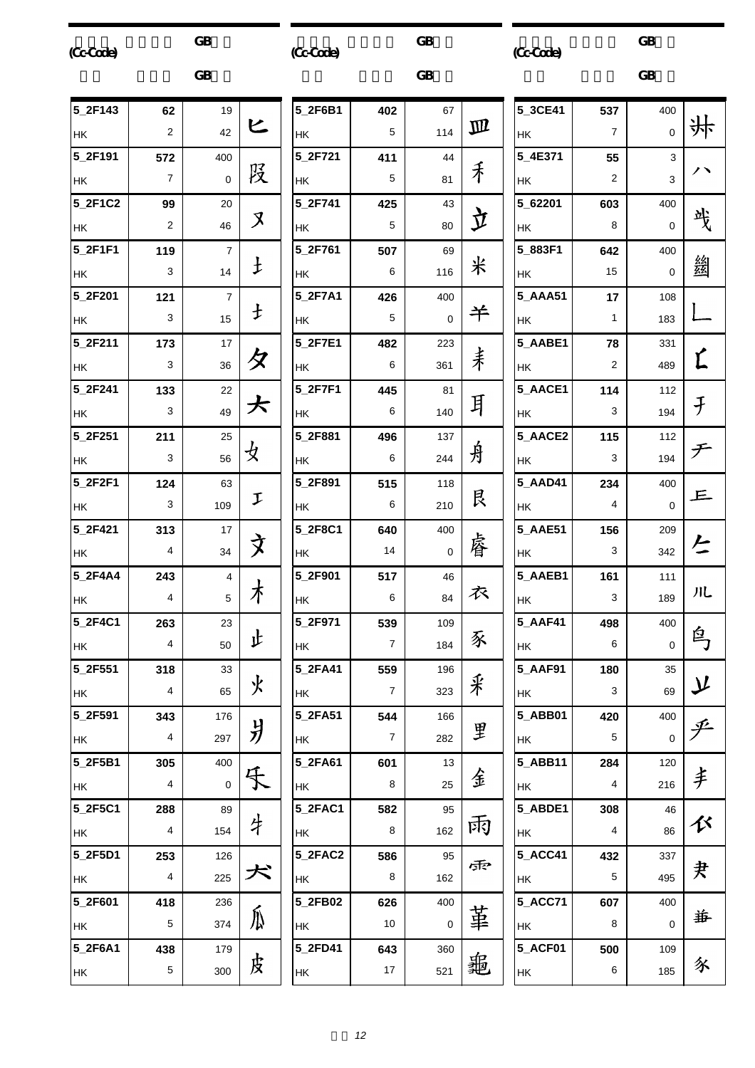| (Cc-Code) | | | GB | |
|---|---|---|---|---|
| 5_2F143 | HK | 62<br>2 | 19<br>42 | 匕 |
| 5_2F191 | HK | 572<br>7 | 400<br>0 | 殳 |
| 5_2F1C2 | HK | 99<br>2 | 20<br>46 | 又 |
| 5_2F1F1 | HK | 119<br>3 | 7<br>14 | 扌 |
| 5_2F201 | HK | 121<br>3 | 7<br>15 | 扌 |
| 5_2F211 | HK | 173<br>3 | 17<br>36 | 夕 |
| 5_2F241 | HK | 133<br>3 | 22<br>49 | 大 |
| 5_2F251 | HK | 211<br>3 | 25<br>56 | 女 |
| 5_2F2F1 | HK | 124<br>3 | 63<br>109 | 工 |
| 5_2F421 | HK | 313<br>4 | 17<br>34 | 文 |
| 5_2F4A4 | HK | 243<br>4 | 4<br>5 | 木 |
| 5_2F4C1 | HK | 263<br>4 | 23<br>50 | 止 |
| 5_2F551 | HK | 318<br>4 | 33<br>65 | 火 |
| 5_2F591 | HK | 343<br>4 | 176<br>297 | 爿 |
| 5_2F5B1 | HK | 305<br>4 | 400<br>0 | 乐 |
| 5_2F5C1 | HK | 288<br>4 | 89<br>154 | 牛 |
| 5_2F5D1 | HK | 253<br>4 | 126<br>225 | 犬 |
| 5_2F601 | HK | 418<br>5 | 236<br>374 | 爪 |
| 5_2F6A1 | HK | 438<br>5 | 179<br>300 | 皮 |
| 5_2F6B1 | HK | 402<br>5 | 67<br>114 | 皿 |
| 5_2F721 | HK | 411<br>5 | 44<br>81 | 禾 |
| 5_2F741 | HK | 425<br>5 | 43<br>80 | 立 |
| 5_2F761 | HK | 507<br>6 | 69<br>116 | 米 |
| 5_2F7A1 | HK | 426<br>5 | 400<br>0 | 羊 |
| 5_2F7E1 | HK | 482<br>6 | 223<br>361 | 聿 |
| 5_2F7F1 | HK | 445<br>6 | 81<br>140 | 耳 |
| 5_2F881 | HK | 496<br>6 | 137<br>244 | 舟 |
| 5_2F891 | HK | 515<br>6 | 118<br>210 | 艮 |
| 5_2F8C1 | HK | 640<br>14 | 400<br>0 | 詹 |
| 5_2F901 | HK | 517<br>6 | 46<br>84 | 衣 |
| 5_2F971 | HK | 539<br>7 | 109<br>184 | 豕 |
| 5_2FA41 | HK | 559<br>7 | 196<br>323 | 采 |
| 5_2FA51 | HK | 544<br>7 | 166<br>282 | 里 |
| 5_2FA61 | HK | 601<br>8 | 13<br>25 | 金 |
| 5_2FAC1 | HK | 582<br>8 | 95<br>162 | 雨 |
| 5_2FAC2 | HK | 586<br>8 | 95<br>162 | 雨 |
| 5_2FB02 | HK | 626<br>10 | 400<br>0 | 革 |
| 5_2FD41 | HK | 643<br>17 | 360<br>521 | 龜 |
| 5_3CE41 | HK | 537<br>7 | 400<br>0 | 丱 |
| 5_4E371 | HK | 55<br>2 | 3<br>3 | 八 |
| 5_62201 | HK | 603<br>8 | 400<br>0 | 戋 |
| 5_883F1 | HK | 642<br>15 | 400<br>0 | 䜌 |
| 5_AAA51 | HK | 17<br>1 | 108<br>183 | 乚 |
| 5_AABE1 | HK | 78<br>2 | 331<br>489 | 𠃊 |
| 5_AACE1 | HK | 114<br>3 | 112<br>194 | 手 |
| 5_AACE2 | HK | 115<br>3 | 112<br>194 | 手 |
| 5_AAD41 | HK | 234<br>4 | 400<br>0 | 丘 |
| 5_AAE51 | HK | 156<br>3 | 209<br>342 | 𠂉 |
| 5_AAEB1 | HK | 161<br>3 | 111<br>189 | 儿 |
| 5_AAF41 | HK | 498<br>6 | 400<br>0 | 鸟 |
| 5_AAF91 | HK | 180<br>3 | 35<br>69 | 丩 |
| 5_ABB01 | HK | 420<br>5 | 400<br>0 | 乎 |
| 5_ABB11 | HK | 284<br>4 | 120<br>216 | 手 |
| 5_ABDE1 | HK | 308<br>4 | 46<br>86 | 𠂢 |
| 5_ACC41 | HK | 432<br>5 | 337<br>495 | 聿 |
| 5_ACC71 | HK | 607<br>8 | 400<br>0 | 華 |
| 5_ACF01 | HK | 500<br>6 | 109<br>185 | 豕 |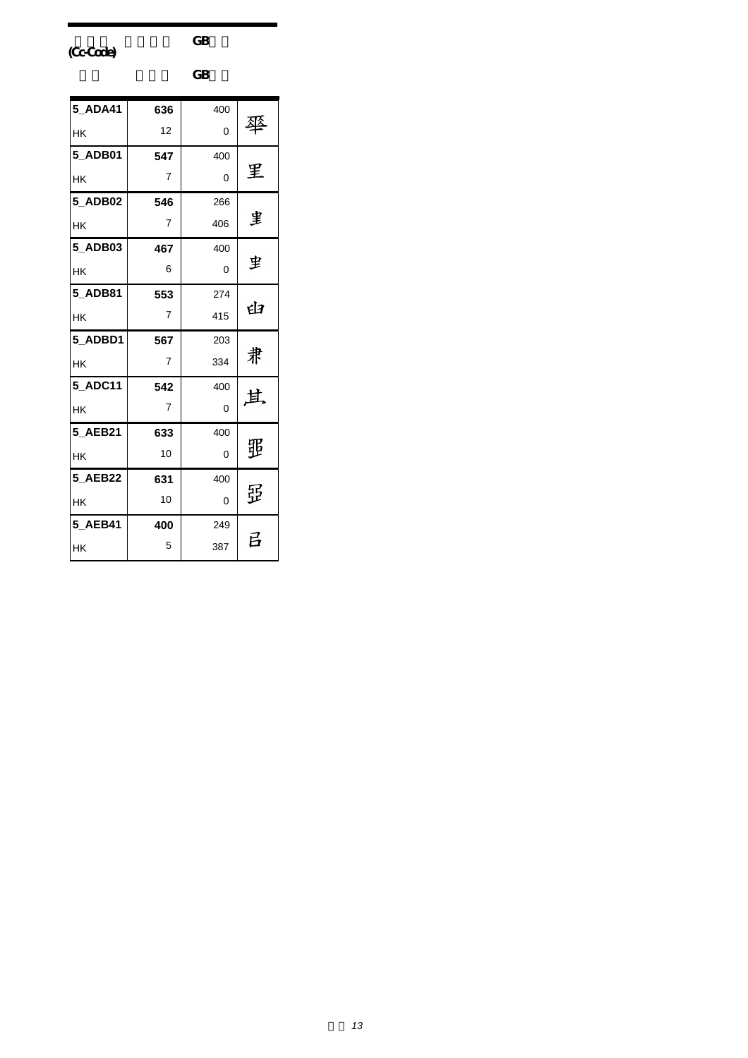| (Cc-Code) | | GB | |
|---|---|---|---|
| | | GB | |
| 5_ADA41<br>HK | 636<br>12 | 400<br>0 | 䎎 |
| 5_ADB01<br>HK | 547<br>7 | 400<br>0 | 里 |
| 5_ADB02<br>HK | 546<br>7 | 266<br>406 | 里 |
| 5_ADB03<br>HK | 467<br>6 | 400<br>0 | 里 |
| 5_ADB81<br>HK | 553<br>7 | 274<br>415 | 由 |
| 5_ADBD1<br>HK | 567<br>7 | 203<br>334 | 隶 |
| 5_ADC11<br>HK | 542<br>7 | 400<br>0 | 甚 |
| 5_AEB21<br>HK | 633<br>10 | 400<br>0 | 邳 |
| 5_AEB22<br>HK | 631<br>10 | 400<br>0 | 邳 |
| 5_AEB41<br>HK | 400<br>5 | 249<br>387 | 吕 |